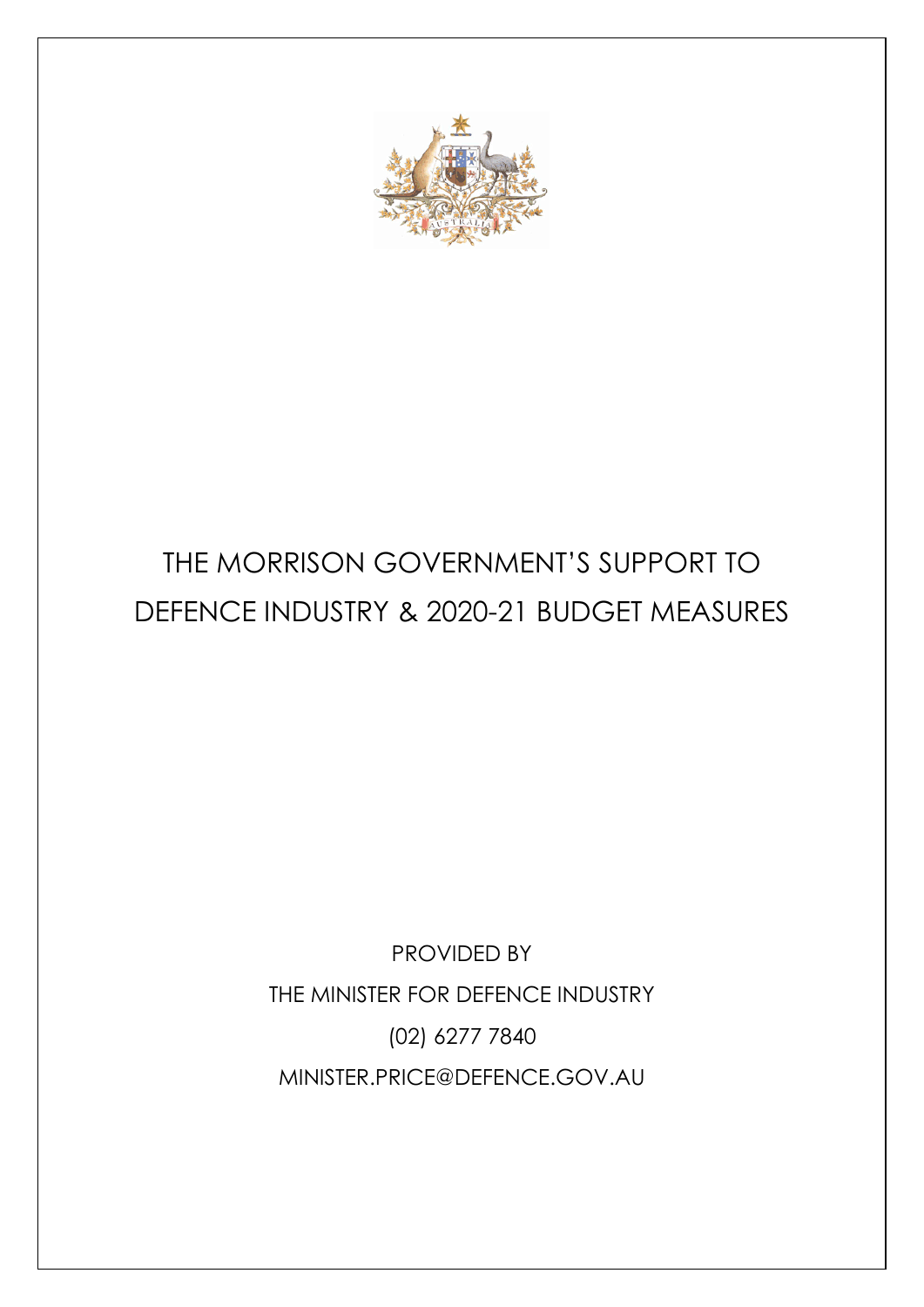# THE MORRISON GOVERNMENT'S SUPPORT TO DEFENCE INDUSTRY & 2020-21 BUDGET MEASURES

PROVIDED BY

THE MINISTER FOR DEFENCE INDUSTRY

(02) 6277 7840

MINISTER.PRICE@DEFENCE.GOV.AU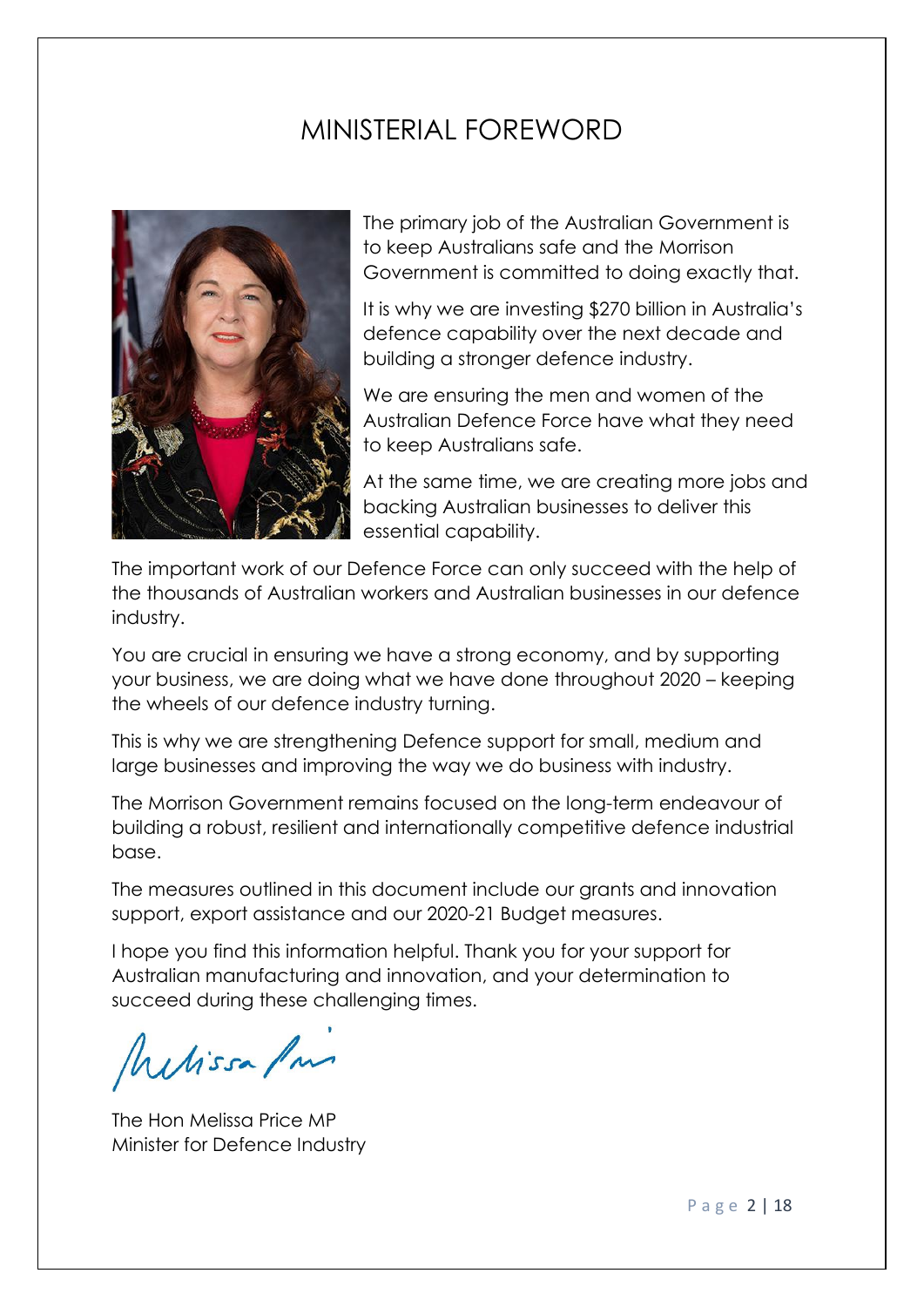# MINISTERIAL FOREWORD

The primary job of the Australian Government is to keep Australians safe and the Morrison Government is committed to doing exactly that.

It is why we are investing $270 billion in Australia's defence capability over the next decade and building a stronger defence industry.

We are ensuring the men and women of the Australian Defence Force have what they need to keep Australians safe.

At the same time, we are creating more jobs and backing Australian businesses to deliver this essential capability.

The important work of our Defence Force can only succeed with the help of the thousands of Australian workers and Australian businesses in our defence industry.

You are crucial in ensuring we have a strong economy, and by supporting your business, we are doing what we have done throughout 2020 – keeping the wheels of our defence industry turning.

This is why we are strengthening Defence support for small, medium and large businesses and improving the way we do business with industry.

The Morrison Government remains focused on the long-term endeavour of building a robust, resilient and internationally competitive defence industrial base.

The measures outlined in this document include our grants and innovation support, export assistance and our 2020-21 Budget measures.

I hope you find this information helpful. Thank you for your support for Australian manufacturing and innovation, and your determination to succeed during these challenging times.

The Hon Melissa Price MP
Minister for Defence Industry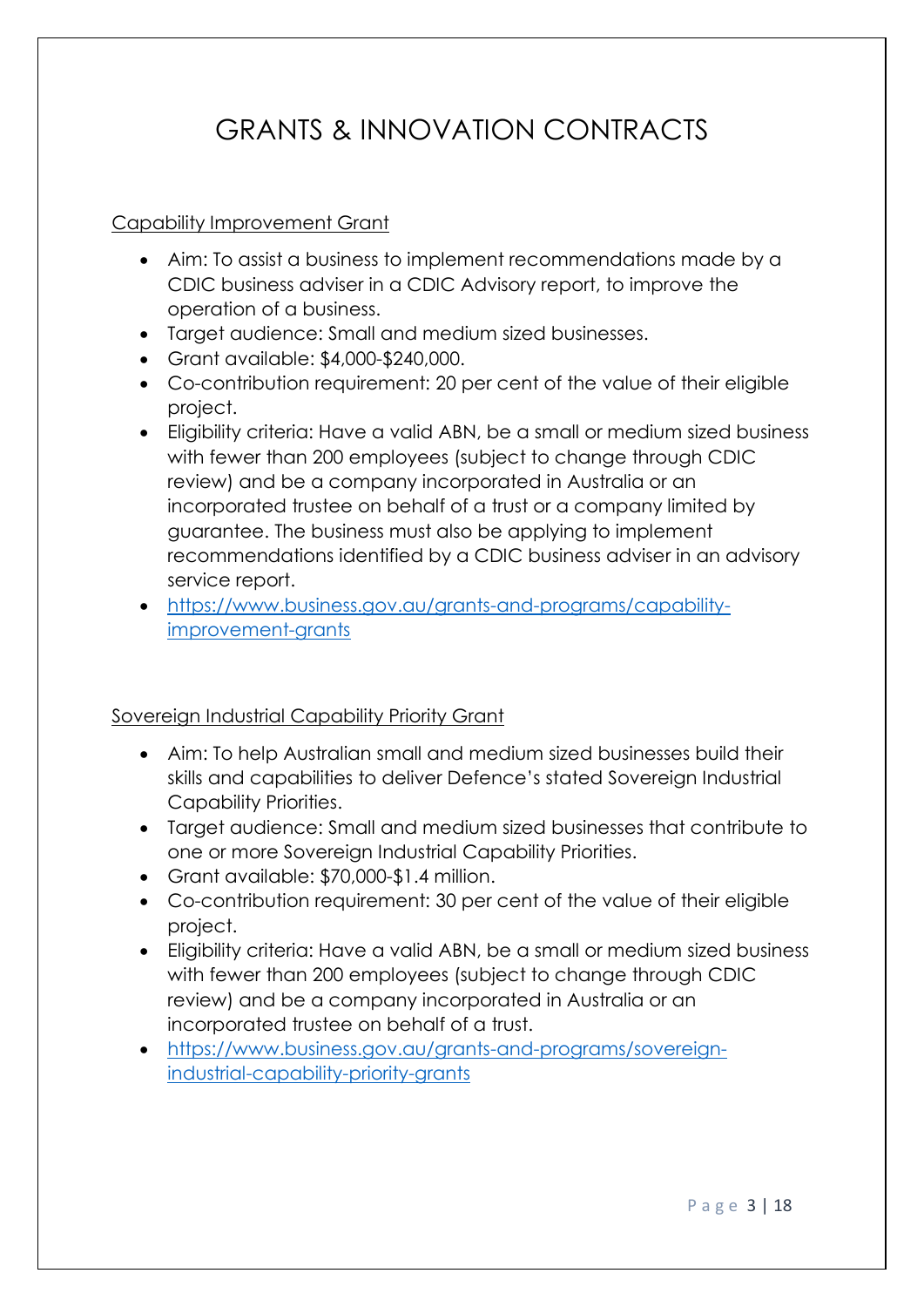# GRANTS & INNOVATION CONTRACTS

## Capability Improvement Grant

- Aim: To assist a business to implement recommendations made by a CDIC business adviser in a CDIC Advisory report, to improve the operation of a business.
- Target audience: Small and medium sized businesses.
- Grant available: $4,000-$240,000.
- Co-contribution requirement: 20 per cent of the value of their eligible project.
- Eligibility criteria: Have a valid ABN, be a small or medium sized business with fewer than 200 employees (subject to change through CDIC review) and be a company incorporated in Australia or an incorporated trustee on behalf of a trust or a company limited by guarantee. The business must also be applying to implement recommendations identified by a CDIC business adviser in an advisory service report.
- https://www.business.gov.au/grants-and-programs/capability-improvement-grants

## Sovereign Industrial Capability Priority Grant

- Aim: To help Australian small and medium sized businesses build their skills and capabilities to deliver Defence's stated Sovereign Industrial Capability Priorities.
- Target audience: Small and medium sized businesses that contribute to one or more Sovereign Industrial Capability Priorities.
- Grant available: $70,000-$1.4 million.
- Co-contribution requirement: 30 per cent of the value of their eligible project.
- Eligibility criteria: Have a valid ABN, be a small or medium sized business with fewer than 200 employees (subject to change through CDIC review) and be a company incorporated in Australia or an incorporated trustee on behalf of a trust.
- https://www.business.gov.au/grants-and-programs/sovereign-industrial-capability-priority-grants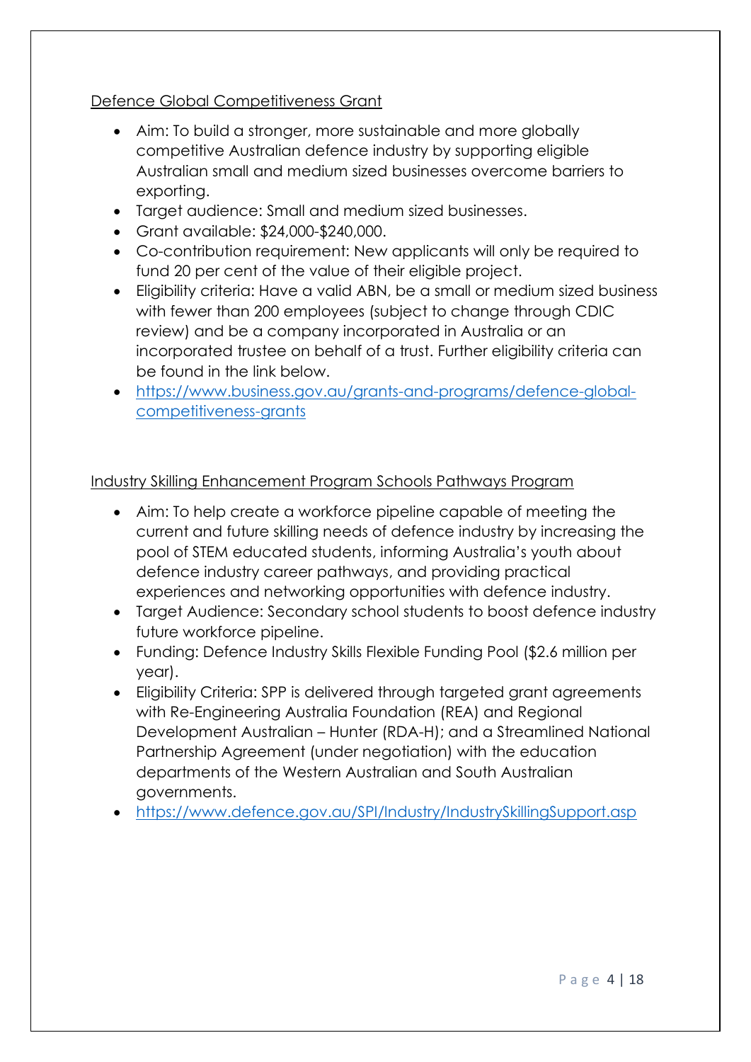<u>Defence Global Competitiveness Grant</u>

- Aim: To build a stronger, more sustainable and more globally competitive Australian defence industry by supporting eligible Australian small and medium sized businesses overcome barriers to exporting.
- Target audience: Small and medium sized businesses.
- Grant available: $24,000-$240,000.
- Co-contribution requirement: New applicants will only be required to fund 20 per cent of the value of their eligible project.
- Eligibility criteria: Have a valid ABN, be a small or medium sized business with fewer than 200 employees (subject to change through CDIC review) and be a company incorporated in Australia or an incorporated trustee on behalf of a trust. Further eligibility criteria can be found in the link below.
- https://www.business.gov.au/grants-and-programs/defence-global-competitiveness-grants

<u>Industry Skilling Enhancement Program Schools Pathways Program</u>

- Aim: To help create a workforce pipeline capable of meeting the current and future skilling needs of defence industry by increasing the pool of STEM educated students, informing Australia's youth about defence industry career pathways, and providing practical experiences and networking opportunities with defence industry.
- Target Audience: Secondary school students to boost defence industry future workforce pipeline.
- Funding: Defence Industry Skills Flexible Funding Pool ($2.6 million per year).
- Eligibility Criteria: SPP is delivered through targeted grant agreements with Re-Engineering Australia Foundation (REA) and Regional Development Australian – Hunter (RDA-H); and a Streamlined National Partnership Agreement (under negotiation) with the education departments of the Western Australian and South Australian governments.
- https://www.defence.gov.au/SPI/Industry/IndustrySkillingSupport.asp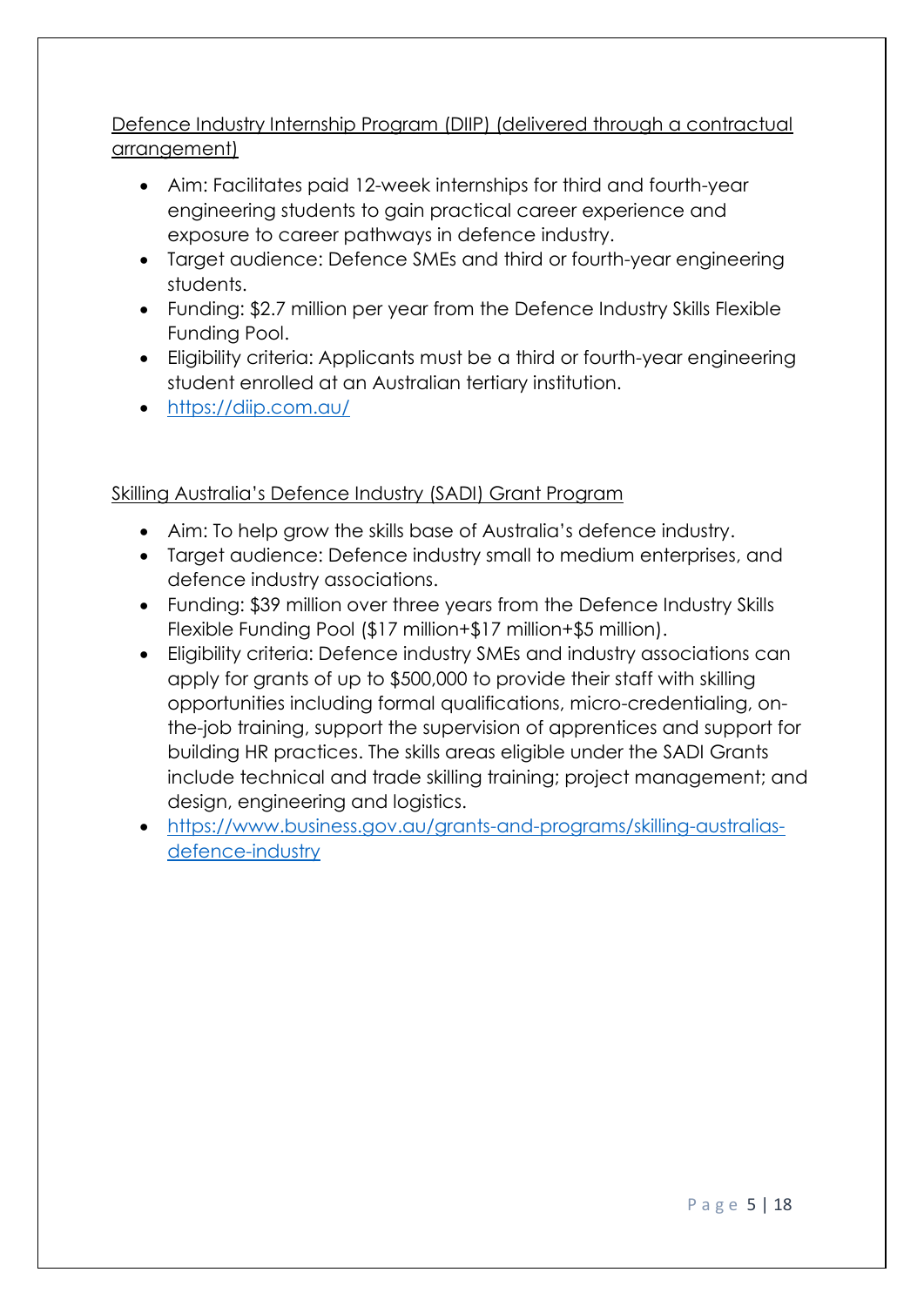<u>Defence Industry Internship Program (DIIP) (delivered through a contractual arrangement)</u>

- Aim: Facilitates paid 12-week internships for third and fourth-year engineering students to gain practical career experience and exposure to career pathways in defence industry.
- Target audience: Defence SMEs and third or fourth-year engineering students.
- Funding: $2.7 million per year from the Defence Industry Skills Flexible Funding Pool.
- Eligibility criteria: Applicants must be a third or fourth-year engineering student enrolled at an Australian tertiary institution.
- https://diip.com.au/

<u>Skilling Australia's Defence Industry (SADI) Grant Program</u>

- Aim: To help grow the skills base of Australia's defence industry.
- Target audience: Defence industry small to medium enterprises, and defence industry associations.
- Funding: $39 million over three years from the Defence Industry Skills Flexible Funding Pool ($17 million+$17 million+$5 million).
- Eligibility criteria: Defence industry SMEs and industry associations can apply for grants of up to $500,000 to provide their staff with skilling opportunities including formal qualifications, micro-credentialing, on-the-job training, support the supervision of apprentices and support for building HR practices. The skills areas eligible under the SADI Grants include technical and trade skilling training; project management; and design, engineering and logistics.
- https://www.business.gov.au/grants-and-programs/skilling-australias-defence-industry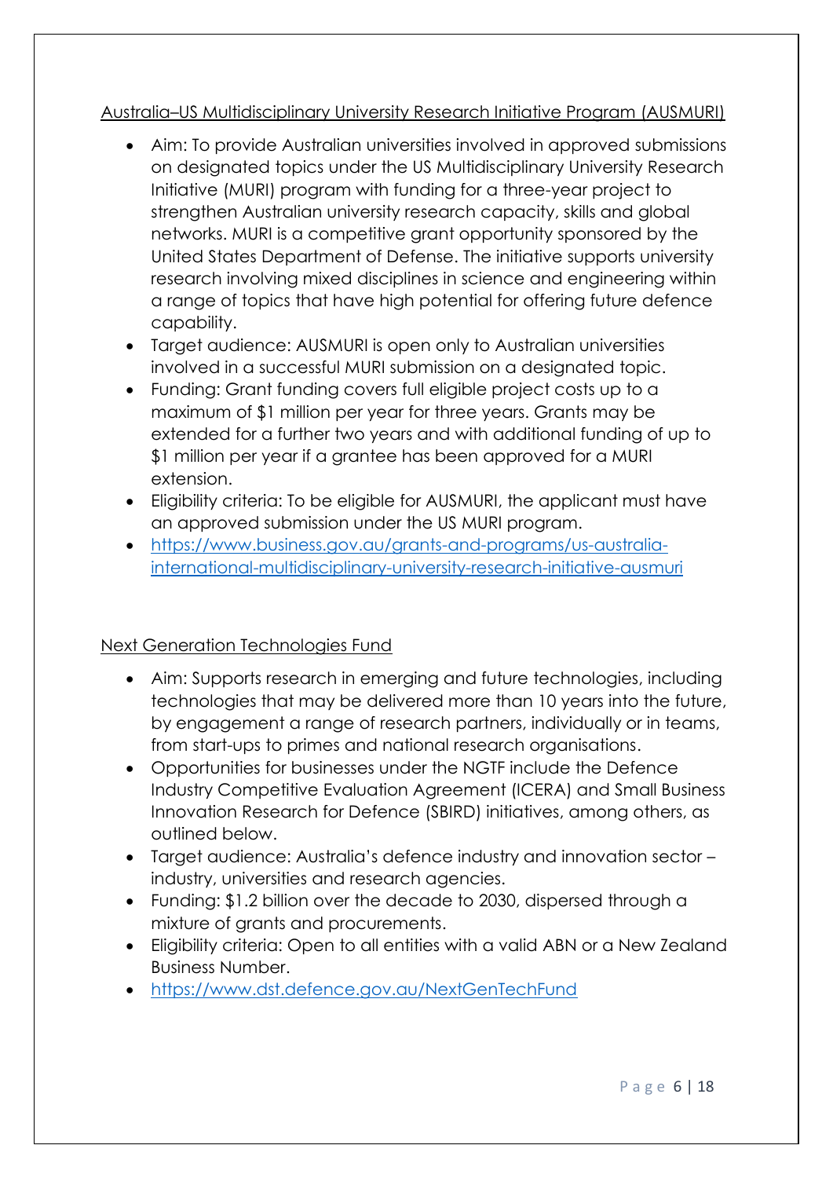Australia–US Multidisciplinary University Research Initiative Program (AUSMURI)

- Aim: To provide Australian universities involved in approved submissions on designated topics under the US Multidisciplinary University Research Initiative (MURI) program with funding for a three-year project to strengthen Australian university research capacity, skills and global networks. MURI is a competitive grant opportunity sponsored by the United States Department of Defense. The initiative supports university research involving mixed disciplines in science and engineering within a range of topics that have high potential for offering future defence capability.
- Target audience: AUSMURI is open only to Australian universities involved in a successful MURI submission on a designated topic.
- Funding: Grant funding covers full eligible project costs up to a maximum of $1 million per year for three years. Grants may be extended for a further two years and with additional funding of up to $1 million per year if a grantee has been approved for a MURI extension.
- Eligibility criteria: To be eligible for AUSMURI, the applicant must have an approved submission under the US MURI program.
- https://www.business.gov.au/grants-and-programs/us-australia-international-multidisciplinary-university-research-initiative-ausmuri

Next Generation Technologies Fund

- Aim: Supports research in emerging and future technologies, including technologies that may be delivered more than 10 years into the future, by engagement a range of research partners, individually or in teams, from start-ups to primes and national research organisations.
- Opportunities for businesses under the NGTF include the Defence Industry Competitive Evaluation Agreement (ICERA) and Small Business Innovation Research for Defence (SBIRD) initiatives, among others, as outlined below.
- Target audience: Australia's defence industry and innovation sector – industry, universities and research agencies.
- Funding: $1.2 billion over the decade to 2030, dispersed through a mixture of grants and procurements.
- Eligibility criteria: Open to all entities with a valid ABN or a New Zealand Business Number.
- https://www.dst.defence.gov.au/NextGenTechFund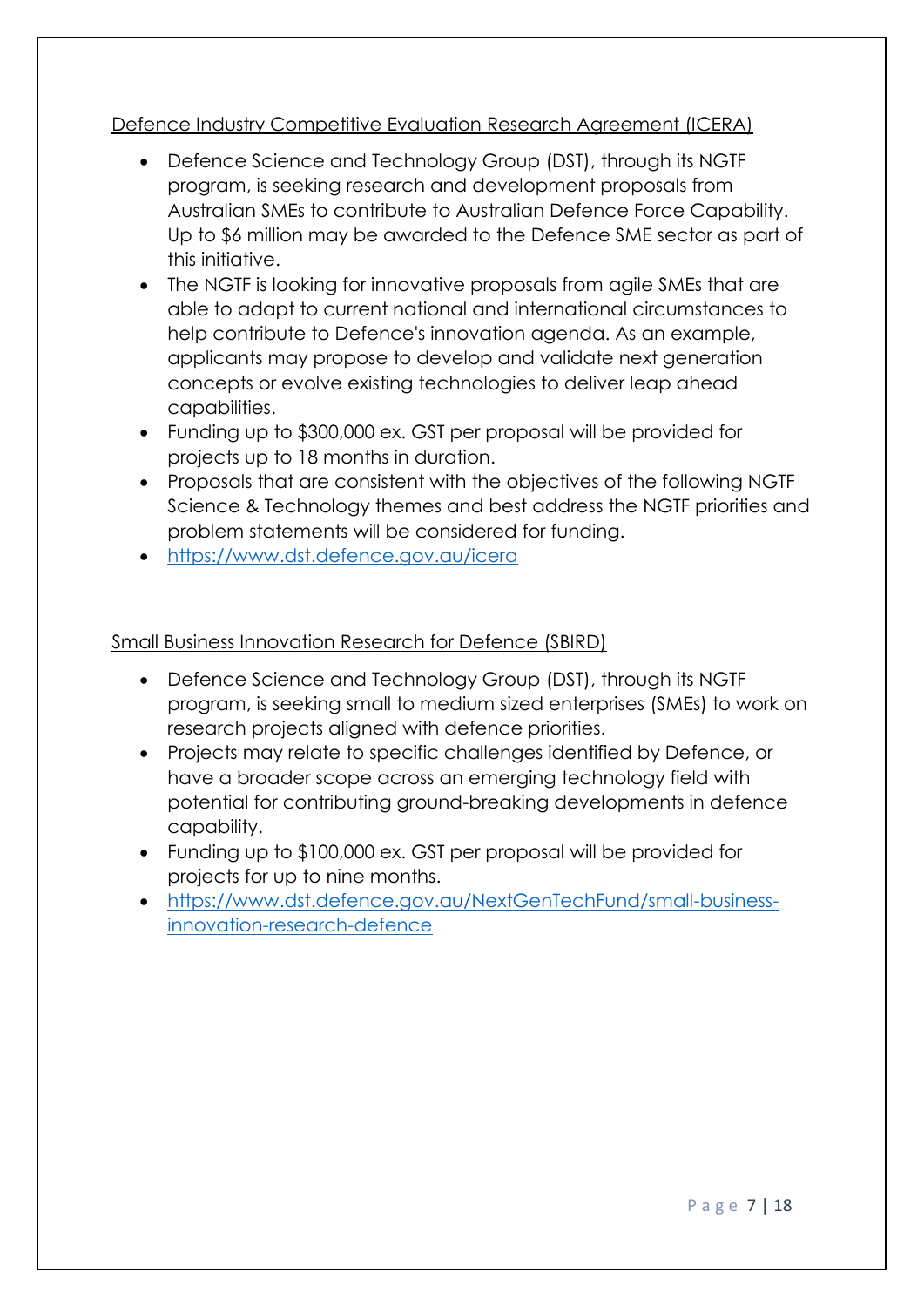## Defence Industry Competitive Evaluation Research Agreement (ICERA)

- Defence Science and Technology Group (DST), through its NGTF program, is seeking research and development proposals from Australian SMEs to contribute to Australian Defence Force Capability. Up to $6 million may be awarded to the Defence SME sector as part of this initiative.
- The NGTF is looking for innovative proposals from agile SMEs that are able to adapt to current national and international circumstances to help contribute to Defence's innovation agenda. As an example, applicants may propose to develop and validate next generation concepts or evolve existing technologies to deliver leap ahead capabilities.
- Funding up to $300,000 ex. GST per proposal will be provided for projects up to 18 months in duration.
- Proposals that are consistent with the objectives of the following NGTF Science & Technology themes and best address the NGTF priorities and problem statements will be considered for funding.
- https://www.dst.defence.gov.au/icera

## Small Business Innovation Research for Defence (SBIRD)

- Defence Science and Technology Group (DST), through its NGTF program, is seeking small to medium sized enterprises (SMEs) to work on research projects aligned with defence priorities.
- Projects may relate to specific challenges identified by Defence, or have a broader scope across an emerging technology field with potential for contributing ground-breaking developments in defence capability.
- Funding up to $100,000 ex. GST per proposal will be provided for projects for up to nine months.
- https://www.dst.defence.gov.au/NextGenTechFund/small-business-innovation-research-defence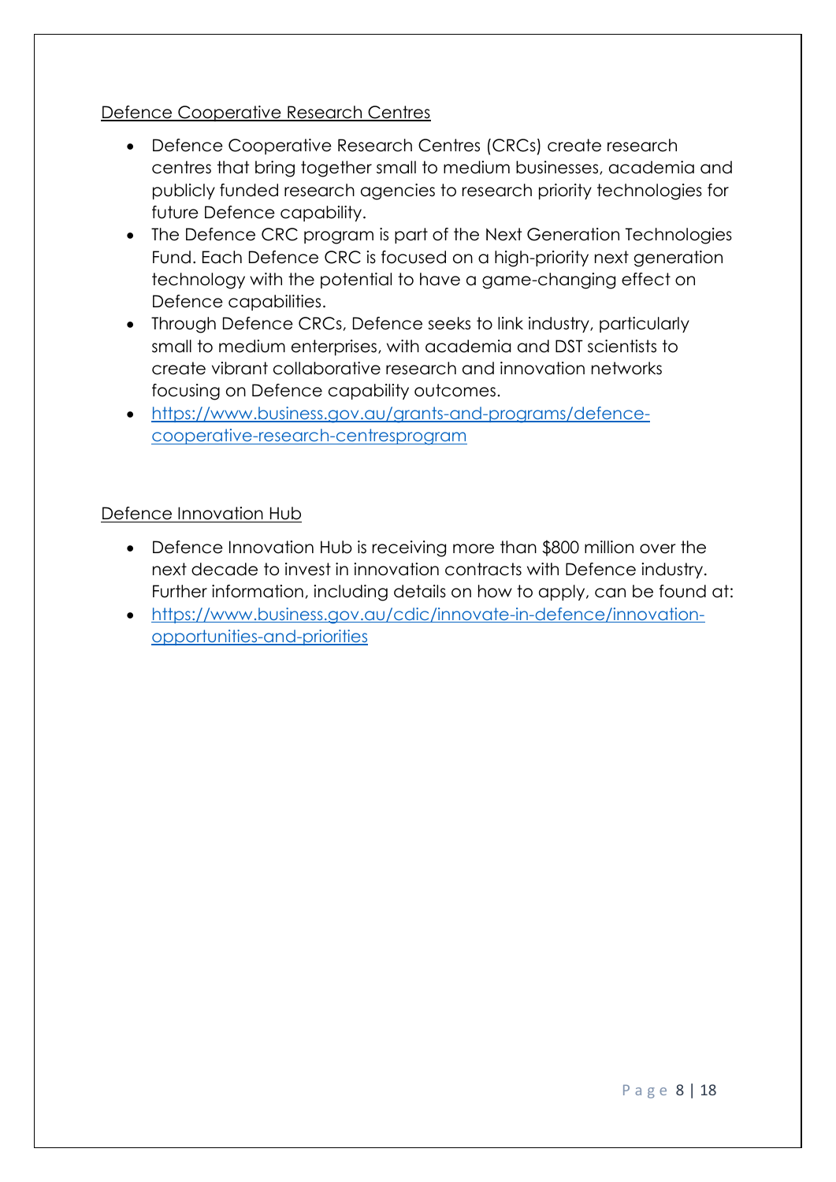## Defence Cooperative Research Centres

- Defence Cooperative Research Centres (CRCs) create research centres that bring together small to medium businesses, academia and publicly funded research agencies to research priority technologies for future Defence capability.
- The Defence CRC program is part of the Next Generation Technologies Fund. Each Defence CRC is focused on a high-priority next generation technology with the potential to have a game-changing effect on Defence capabilities.
- Through Defence CRCs, Defence seeks to link industry, particularly small to medium enterprises, with academia and DST scientists to create vibrant collaborative research and innovation networks focusing on Defence capability outcomes.
- https://www.business.gov.au/grants-and-programs/defence-cooperative-research-centresprogram

## Defence Innovation Hub

- Defence Innovation Hub is receiving more than $800 million over the next decade to invest in innovation contracts with Defence industry. Further information, including details on how to apply, can be found at:
- https://www.business.gov.au/cdic/innovate-in-defence/innovation-opportunities-and-priorities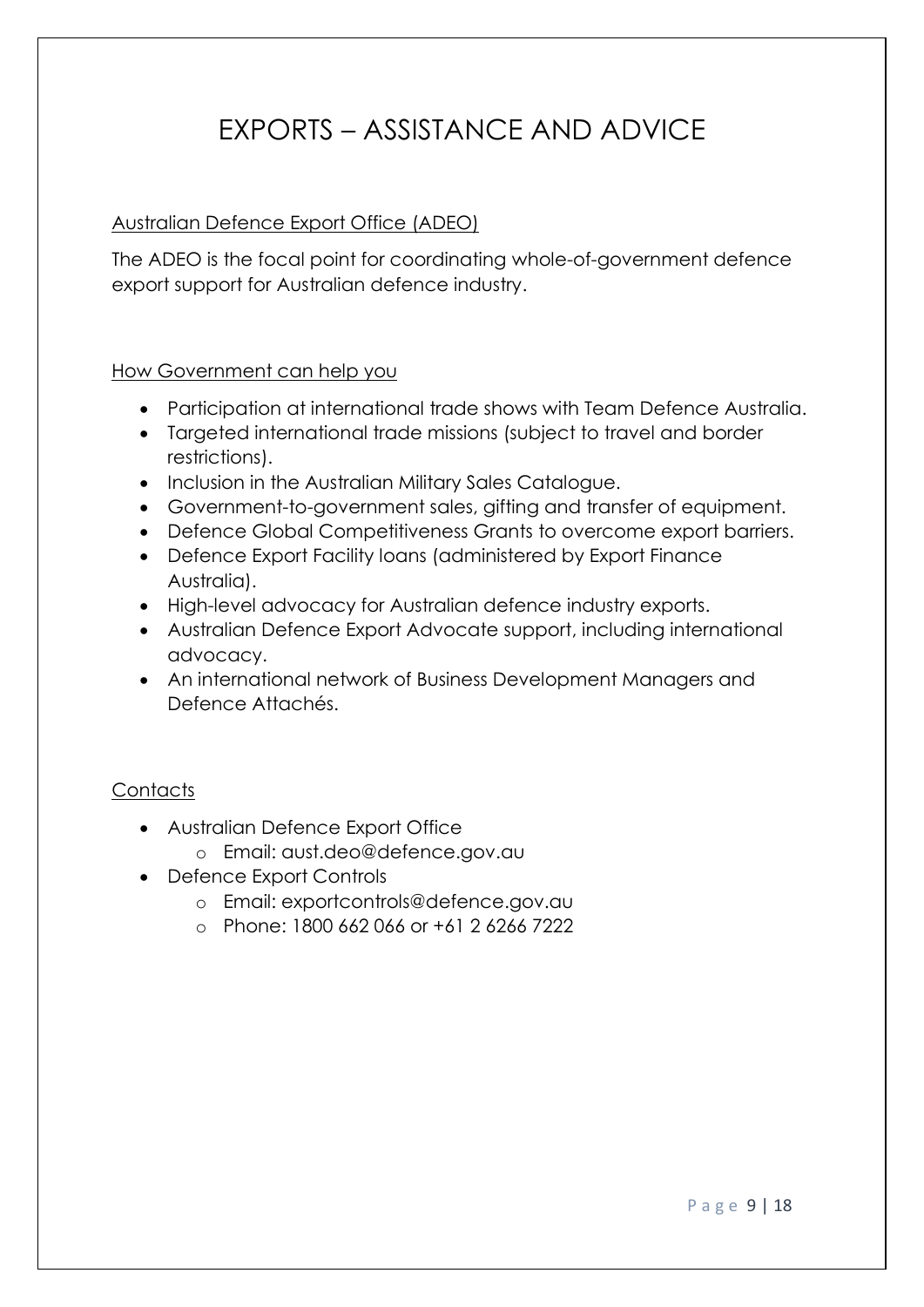# EXPORTS – ASSISTANCE AND ADVICE

## Australian Defence Export Office (ADEO)

The ADEO is the focal point for coordinating whole-of-government defence export support for Australian defence industry.

## How Government can help you

- Participation at international trade shows with Team Defence Australia.
- Targeted international trade missions (subject to travel and border restrictions).
- Inclusion in the Australian Military Sales Catalogue.
- Government-to-government sales, gifting and transfer of equipment.
- Defence Global Competitiveness Grants to overcome export barriers.
- Defence Export Facility loans (administered by Export Finance Australia).
- High-level advocacy for Australian defence industry exports.
- Australian Defence Export Advocate support, including international advocacy.
- An international network of Business Development Managers and Defence Attachés.

## Contacts

- Australian Defence Export Office
  - Email: aust.deo@defence.gov.au
- Defence Export Controls
  - Email: exportcontrols@defence.gov.au
  - Phone: 1800 662 066 or +61 2 6266 7222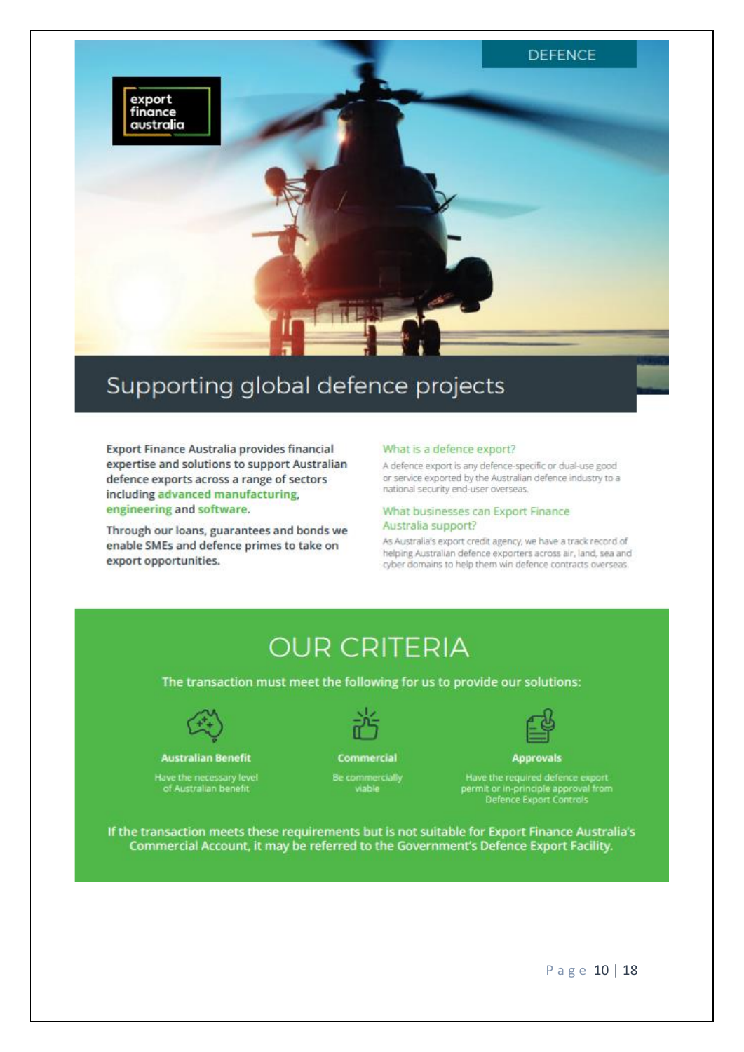DEFENCE

export finance australia

# Supporting global defence projects

Export Finance Australia provides financial expertise and solutions to support Australian defence exports across a range of sectors including **advanced manufacturing**, **engineering** and **software**.

Through our loans, guarantees and bonds we enable SMEs and defence primes to take on export opportunities.

### What is a defence export?

A defence export is any defence-specific or dual-use good or service exported by the Australian defence industry to a national security end-user overseas.

### What businesses can Export Finance Australia support?

As Australia's export credit agency, we have a track record of helping Australian defence exporters across air, land, sea and cyber domains to help them win defence contracts overseas.

## OUR CRITERIA

**The transaction must meet the following for us to provide our solutions:**

**Australian Benefit**

Have the necessary level of Australian benefit

**Commercial**

Be commercially viable

**Approvals**

Have the required defence export permit or in-principle approval from Defence Export Controls

**If the transaction meets these requirements but is not suitable for Export Finance Australia's Commercial Account, it may be referred to the Government's Defence Export Facility.**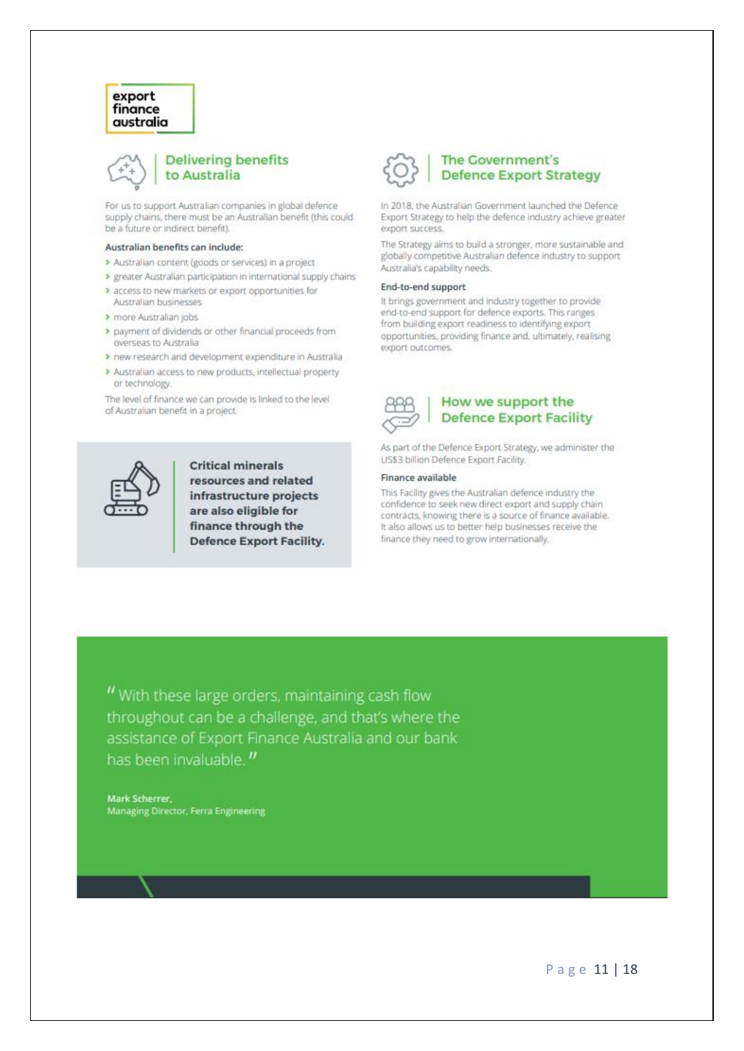export finance australia

## Delivering benefits to Australia

For us to support Australian companies in global defence supply chains, there must be an Australian benefit (this could be a future or indirect benefit).

**Australian benefits can include:**

- Australian content (goods or services) in a project
- greater Australian participation in international supply chains
- access to new markets or export opportunities for Australian businesses
- more Australian jobs
- payment of dividends or other financial proceeds from overseas to Australia
- new research and development expenditure in Australia
- Australian access to new products, intellectual property or technology.

The level of finance we can provide is linked to the level of Australian benefit in a project.

**Critical minerals resources and related infrastructure projects are also eligible for finance through the Defence Export Facility.**

## The Government's Defence Export Strategy

In 2018, the Australian Government launched the Defence Export Strategy to help the defence industry achieve greater export success.

The Strategy aims to build a stronger, more sustainable and globally competitive Australian defence industry to support Australia's capability needs.

**End-to-end support**

It brings government and industry together to provide end-to-end support for defence exports. This ranges from building export readiness to identifying export opportunities, providing finance and, ultimately, realising export outcomes.

## How we support the Defence Export Facility

As part of the Defence Export Strategy, we administer the US$3 billion Defence Export Facility.

**Finance available**

This Facility gives the Australian defence industry the confidence to seek new direct export and supply chain contracts, knowing there is a source of finance available. It also allows us to better help businesses receive the finance they need to grow internationally.

> "With these large orders, maintaining cash flow throughout can be a challenge, and that's where the assistance of Export Finance Australia and our bank has been invaluable."
>
> **Mark Scherrer,**
> Managing Director, Ferra Engineering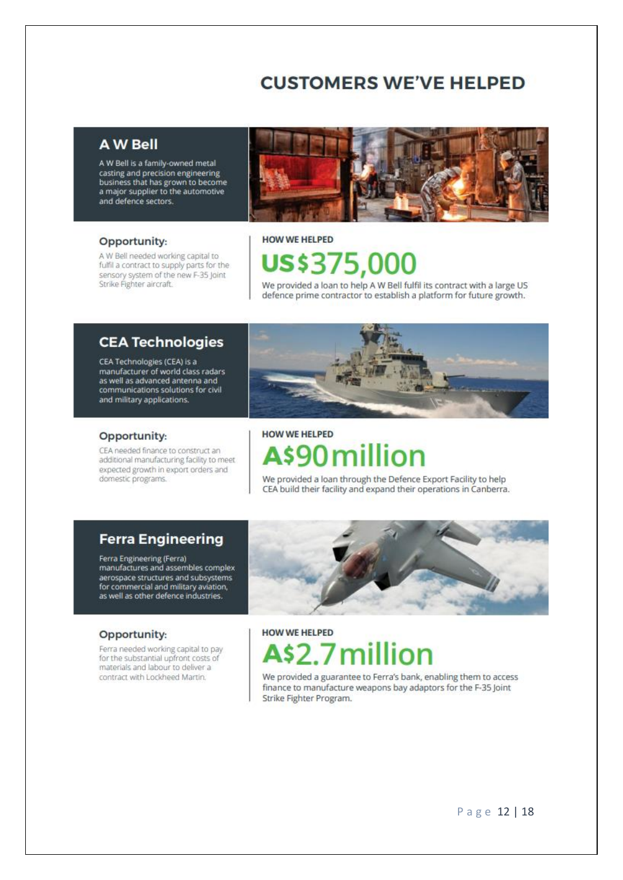# CUSTOMERS WE'VE HELPED

## A W Bell

A W Bell is a family-owned metal casting and precision engineering business that has grown to become a major supplier to the automotive and defence sectors.

### Opportunity:

A W Bell needed working capital to fulfil a contract to supply parts for the sensory system of the new F-35 Joint Strike Fighter aircraft.

### HOW WE HELPED

**US$375,000**

We provided a loan to help A W Bell fulfil its contract with a large US defence prime contractor to establish a platform for future growth.

## CEA Technologies

CEA Technologies (CEA) is a manufacturer of world class radars as well as advanced antenna and communications solutions for civil and military applications.

### Opportunity:

CEA needed finance to construct an additional manufacturing facility to meet expected growth in export orders and domestic programs.

### HOW WE HELPED

**A$90 million**

We provided a loan through the Defence Export Facility to help CEA build their facility and expand their operations in Canberra.

## Ferra Engineering

Ferra Engineering (Ferra) manufactures and assembles complex aerospace structures and subsystems for commercial and military aviation, as well as other defence industries.

### Opportunity:

Ferra needed working capital to pay for the substantial upfront costs of materials and labour to deliver a contract with Lockheed Martin.

### HOW WE HELPED

**A$2.7 million**

We provided a guarantee to Ferra's bank, enabling them to access finance to manufacture weapons bay adaptors for the F-35 Joint Strike Fighter Program.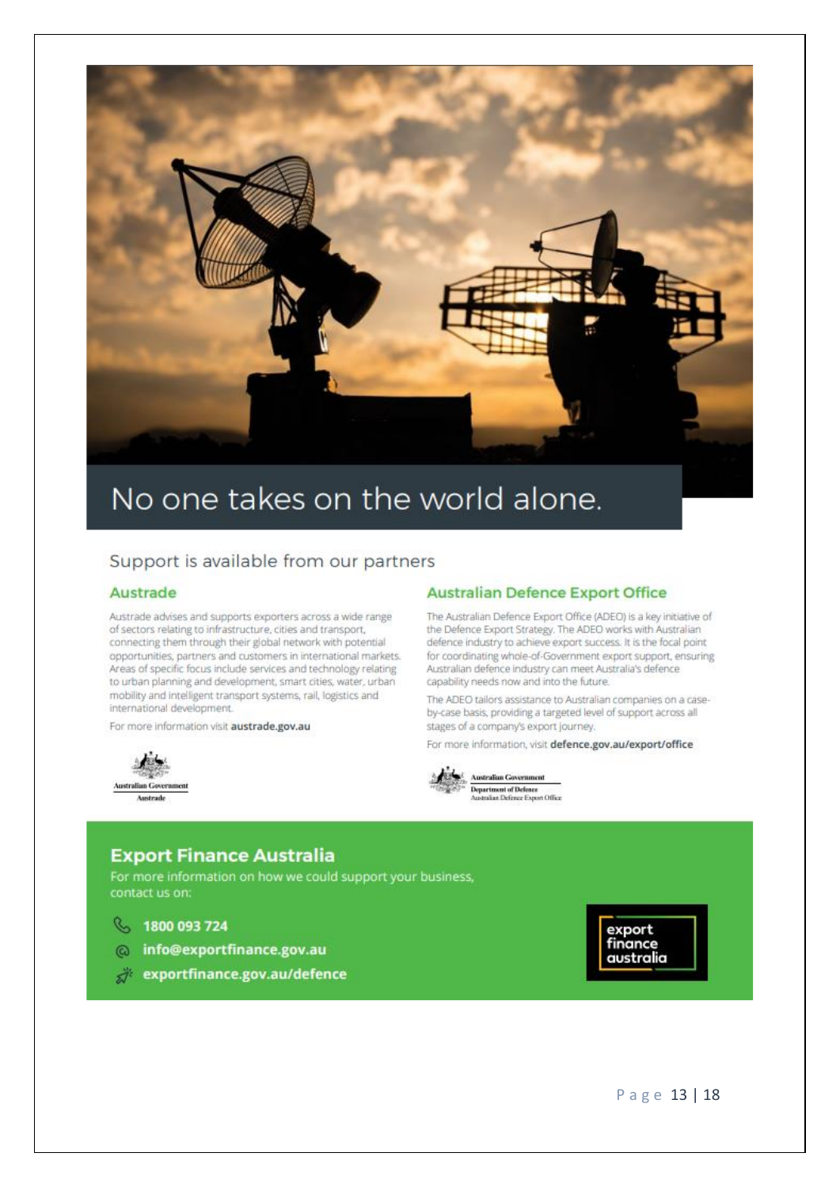# No one takes on the world alone.

Support is available from our partners

## Austrade

Austrade advises and supports exporters across a wide range of sectors relating to infrastructure, cities and transport, connecting them through their global network with potential opportunities, partners and customers in international markets. Areas of specific focus include services and technology relating to urban planning and development, smart cities, water, urban mobility and intelligent transport systems, rail, logistics and international development.

For more information visit **austrade.gov.au**

Australian Government
Austrade

## Australian Defence Export Office

The Australian Defence Export Office (ADEO) is a key initiative of the Defence Export Strategy. The ADEO works with Australian defence industry to achieve export success. It is the focal point for coordinating whole-of-Government export support, ensuring Australian defence industry can meet Australia's defence capability needs now and into the future.

The ADEO tailors assistance to Australian companies on a case-by-case basis, providing a targeted level of support across all stages of a company's export journey.

For more information, visit **defence.gov.au/export/office**

Australian Government
Department of Defence
Australian Defence Export Office

## Export Finance Australia

For more information on how we could support your business, contact us on:

- **1800 093 724**
- **info@exportfinance.gov.au**
- **exportfinance.gov.au/defence**

export finance australia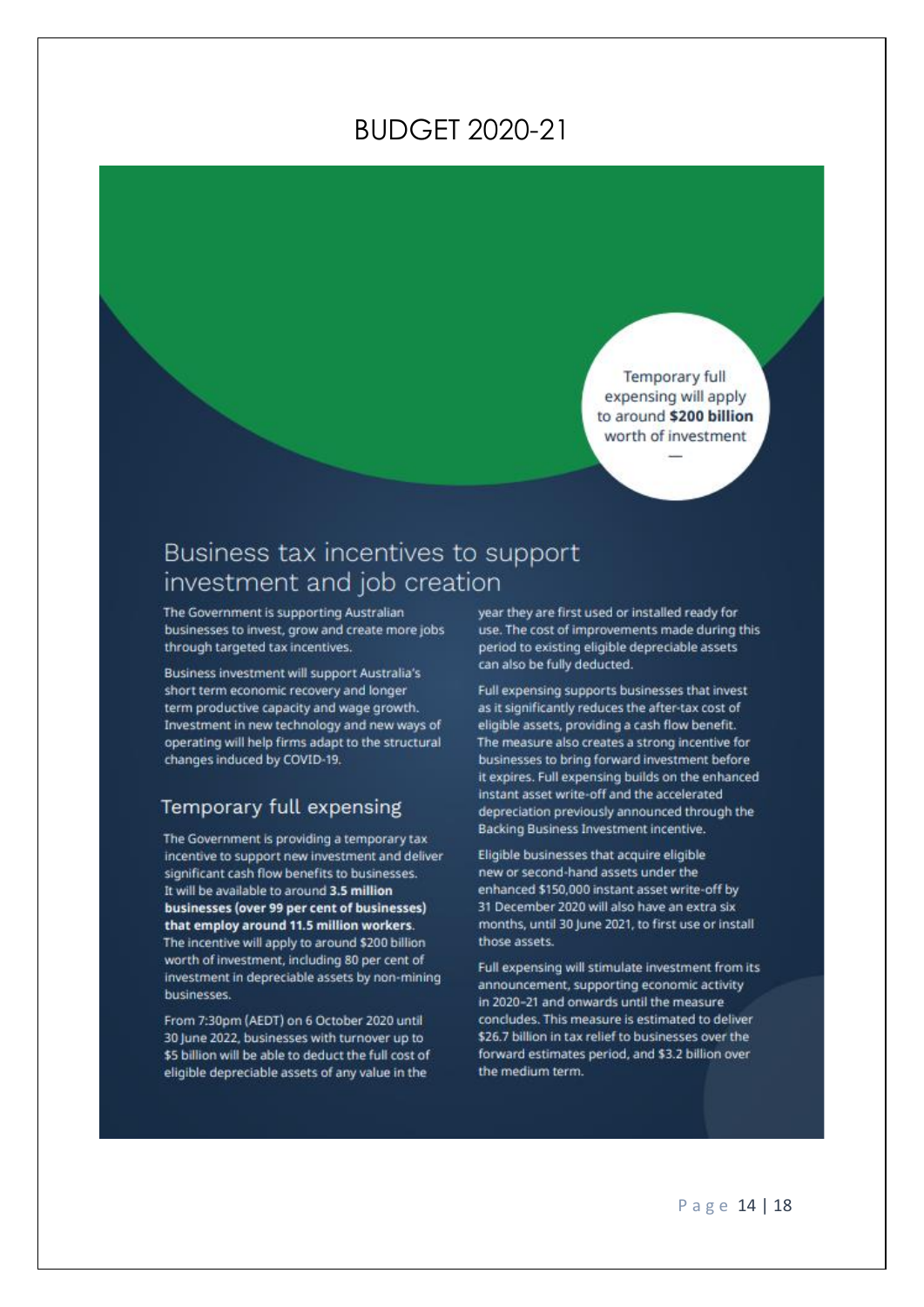# BUDGET 2020-21

Temporary full expensing will apply to around **$200 billion** worth of investment

—

## Business tax incentives to support investment and job creation

The Government is supporting Australian businesses to invest, grow and create more jobs through targeted tax incentives.

Business investment will support Australia's short term economic recovery and longer term productive capacity and wage growth. Investment in new technology and new ways of operating will help firms adapt to the structural changes induced by COVID-19.

### Temporary full expensing

The Government is providing a temporary tax incentive to support new investment and deliver significant cash flow benefits to businesses. It will be available to around **3.5 million businesses (over 99 per cent of businesses) that employ around 11.5 million workers**. The incentive will apply to around $200 billion worth of investment, including 80 per cent of investment in depreciable assets by non-mining businesses.

From 7:30pm (AEDT) on 6 October 2020 until 30 June 2022, businesses with turnover up to $5 billion will be able to deduct the full cost of eligible depreciable assets of any value in the year they are first used or installed ready for use. The cost of improvements made during this period to existing eligible depreciable assets can also be fully deducted.

Full expensing supports businesses that invest as it significantly reduces the after-tax cost of eligible assets, providing a cash flow benefit. The measure also creates a strong incentive for businesses to bring forward investment before it expires. Full expensing builds on the enhanced instant asset write-off and the accelerated depreciation previously announced through the Backing Business Investment incentive.

Eligible businesses that acquire eligible new or second-hand assets under the enhanced $150,000 instant asset write-off by 31 December 2020 will also have an extra six months, until 30 June 2021, to first use or install those assets.

Full expensing will stimulate investment from its announcement, supporting economic activity in 2020–21 and onwards until the measure concludes. This measure is estimated to deliver $26.7 billion in tax relief to businesses over the forward estimates period, and $3.2 billion over the medium term.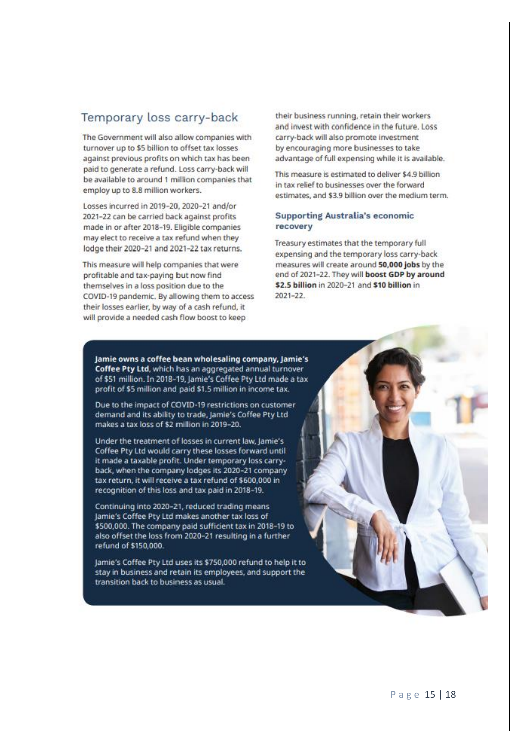## Temporary loss carry-back

The Government will also allow companies with turnover up to $5 billion to offset tax losses against previous profits on which tax has been paid to generate a refund. Loss carry-back will be available to around 1 million companies that employ up to 8.8 million workers.

Losses incurred in 2019–20, 2020–21 and/or 2021–22 can be carried back against profits made in or after 2018–19. Eligible companies may elect to receive a tax refund when they lodge their 2020–21 and 2021–22 tax returns.

This measure will help companies that were profitable and tax-paying but now find themselves in a loss position due to the COVID-19 pandemic. By allowing them to access their losses earlier, by way of a cash refund, it will provide a needed cash flow boost to keep their business running, retain their workers and invest with confidence in the future. Loss carry-back will also promote investment by encouraging more businesses to take advantage of full expensing while it is available.

This measure is estimated to deliver $4.9 billion in tax relief to businesses over the forward estimates, and $3.9 billion over the medium term.

### Supporting Australia's economic recovery

Treasury estimates that the temporary full expensing and the temporary loss carry-back measures will create around **50,000 jobs** by the end of 2021–22. They will **boost GDP by around $2.5 billion** in 2020–21 and **$10 billion** in 2021–22.

**Jamie owns a coffee bean wholesaling company, Jamie's Coffee Pty Ltd**, which has an aggregated annual turnover of $51 million. In 2018–19, Jamie's Coffee Pty Ltd made a tax profit of $5 million and paid $1.5 million in income tax.

Due to the impact of COVID-19 restrictions on customer demand and its ability to trade, Jamie's Coffee Pty Ltd makes a tax loss of $2 million in 2019–20.

Under the treatment of losses in current law, Jamie's Coffee Pty Ltd would carry these losses forward until it made a taxable profit. Under temporary loss carry-back, when the company lodges its 2020–21 company tax return, it will receive a tax refund of $600,000 in recognition of this loss and tax paid in 2018–19.

Continuing into 2020–21, reduced trading means Jamie's Coffee Pty Ltd makes another tax loss of $500,000. The company paid sufficient tax in 2018–19 to also offset the loss from 2020–21 resulting in a further refund of $150,000.

Jamie's Coffee Pty Ltd uses its $750,000 refund to help it to stay in business and retain its employees, and support the transition back to business as usual.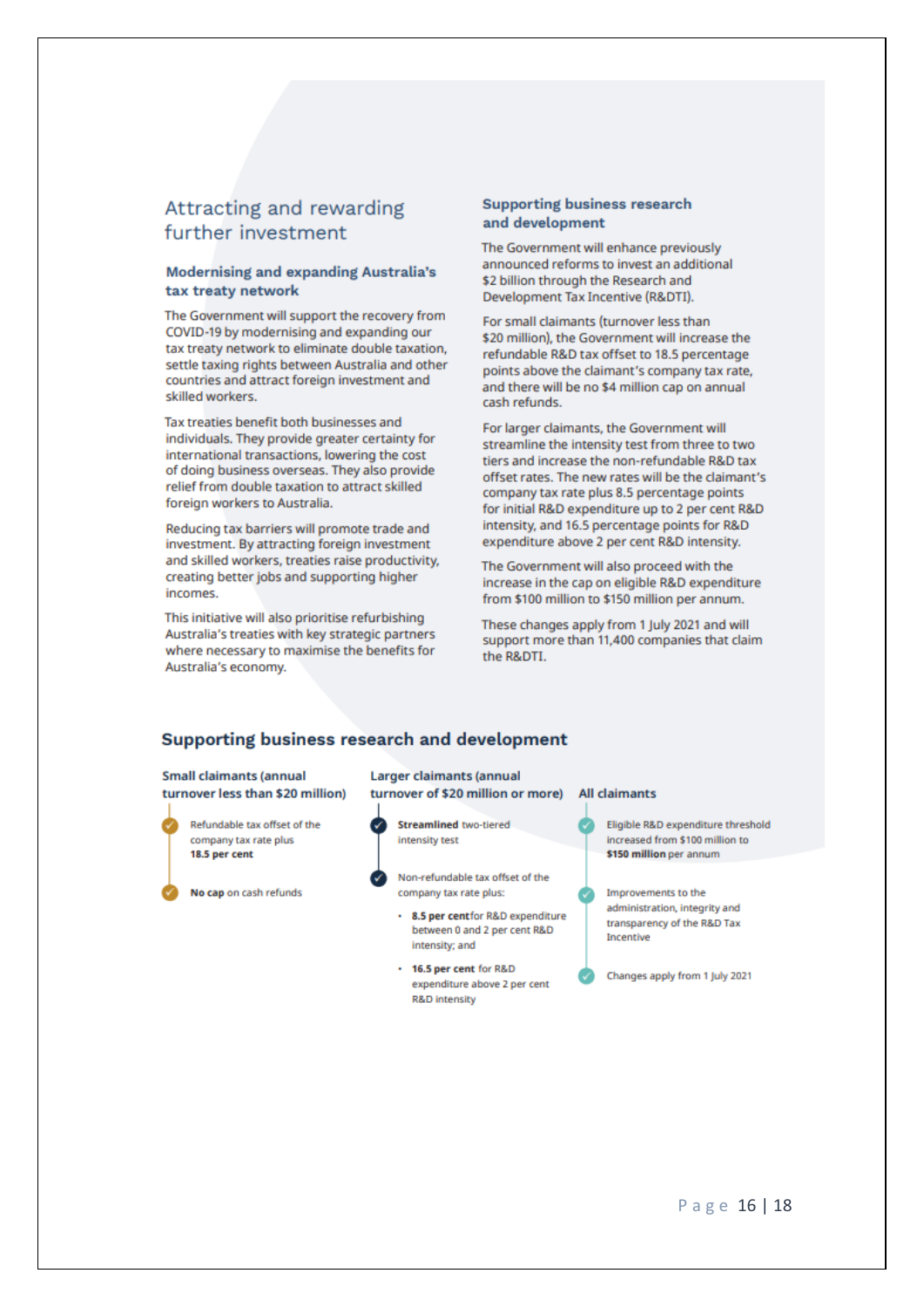## Attracting and rewarding further investment

### Modernising and expanding Australia's tax treaty network

The Government will support the recovery from COVID-19 by modernising and expanding our tax treaty network to eliminate double taxation, settle taxing rights between Australia and other countries and attract foreign investment and skilled workers.

Tax treaties benefit both businesses and individuals. They provide greater certainty for international transactions, lowering the cost of doing business overseas. They also provide relief from double taxation to attract skilled foreign workers to Australia.

Reducing tax barriers will promote trade and investment. By attracting foreign investment and skilled workers, treaties raise productivity, creating better jobs and supporting higher incomes.

This initiative will also prioritise refurbishing Australia's treaties with key strategic partners where necessary to maximise the benefits for Australia's economy.

### Supporting business research and development

The Government will enhance previously announced reforms to invest an additional $2 billion through the Research and Development Tax Incentive (R&DTI).

For small claimants (turnover less than $20 million), the Government will increase the refundable R&D tax offset to 18.5 percentage points above the claimant's company tax rate, and there will be no $4 million cap on annual cash refunds.

For larger claimants, the Government will streamline the intensity test from three to two tiers and increase the non-refundable R&D tax offset rates. The new rates will be the claimant's company tax rate plus 8.5 percentage points for initial R&D expenditure up to 2 per cent R&D intensity, and 16.5 percentage points for R&D expenditure above 2 per cent R&D intensity.

The Government will also proceed with the increase in the cap on eligible R&D expenditure from $100 million to $150 million per annum.

These changes apply from 1 July 2021 and will support more than 11,400 companies that claim the R&DTI.

## Supporting business research and development

**Small claimants (annual turnover less than $20 million)**

- Refundable tax offset of the company tax rate plus **18.5 per cent**
- **No cap** on cash refunds

**Larger claimants (annual turnover of $20 million or more)**

- **Streamlined** two-tiered intensity test
- Non-refundable tax offset of the company tax rate plus:
  - **8.5 per cent** for R&D expenditure between 0 and 2 per cent R&D intensity; and
  - **16.5 per cent** for R&D expenditure above 2 per cent R&D intensity

**All claimants**

- Eligible R&D expenditure threshold increased from $100 million to **$150 million** per annum
- Improvements to the administration, integrity and transparency of the R&D Tax Incentive
- Changes apply from 1 July 2021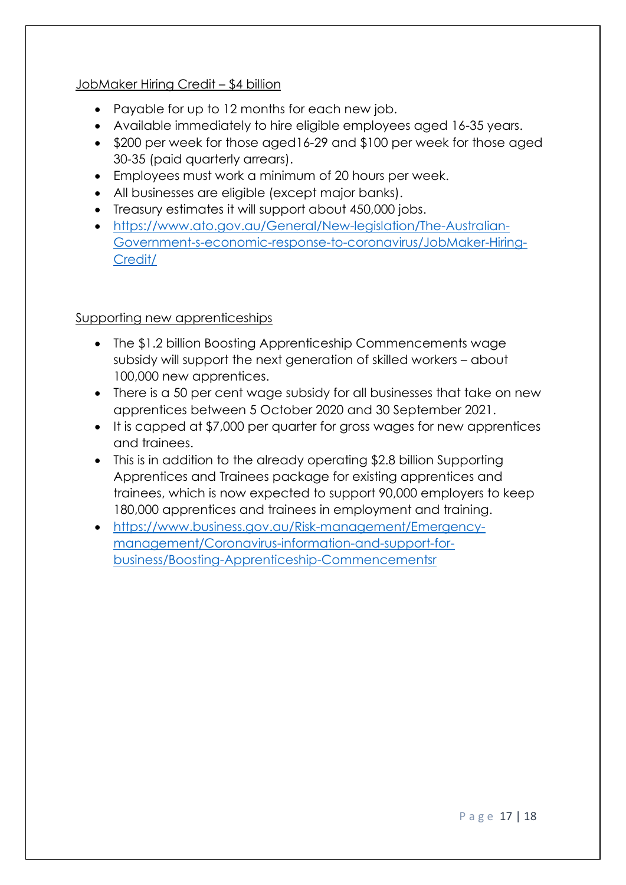JobMaker Hiring Credit – $4 billion

- Payable for up to 12 months for each new job.
- Available immediately to hire eligible employees aged 16-35 years.
- $200 per week for those aged16-29 and $100 per week for those aged 30-35 (paid quarterly arrears).
- Employees must work a minimum of 20 hours per week.
- All businesses are eligible (except major banks).
- Treasury estimates it will support about 450,000 jobs.
- https://www.ato.gov.au/General/New-legislation/The-Australian-Government-s-economic-response-to-coronavirus/JobMaker-Hiring-Credit/

Supporting new apprenticeships

- The $1.2 billion Boosting Apprenticeship Commencements wage subsidy will support the next generation of skilled workers – about 100,000 new apprentices.
- There is a 50 per cent wage subsidy for all businesses that take on new apprentices between 5 October 2020 and 30 September 2021.
- It is capped at $7,000 per quarter for gross wages for new apprentices and trainees.
- This is in addition to the already operating $2.8 billion Supporting Apprentices and Trainees package for existing apprentices and trainees, which is now expected to support 90,000 employers to keep 180,000 apprentices and trainees in employment and training.
- https://www.business.gov.au/Risk-management/Emergency-management/Coronavirus-information-and-support-for-business/Boosting-Apprenticeship-Commencementsr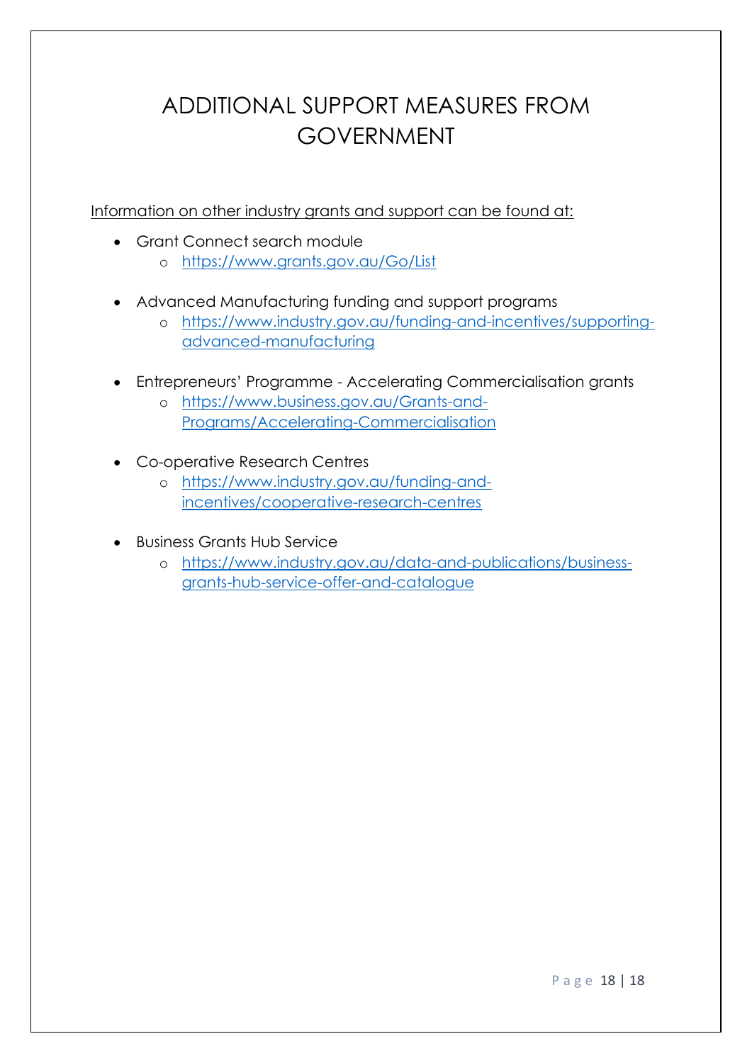# ADDITIONAL SUPPORT MEASURES FROM GOVERNMENT

Information on other industry grants and support can be found at:

- Grant Connect search module
  - https://www.grants.gov.au/Go/List
- Advanced Manufacturing funding and support programs
  - https://www.industry.gov.au/funding-and-incentives/supporting-advanced-manufacturing
- Entrepreneurs' Programme - Accelerating Commercialisation grants
  - https://www.business.gov.au/Grants-and-Programs/Accelerating-Commercialisation
- Co-operative Research Centres
  - https://www.industry.gov.au/funding-and-incentives/cooperative-research-centres
- Business Grants Hub Service
  - https://www.industry.gov.au/data-and-publications/business-grants-hub-service-offer-and-catalogue